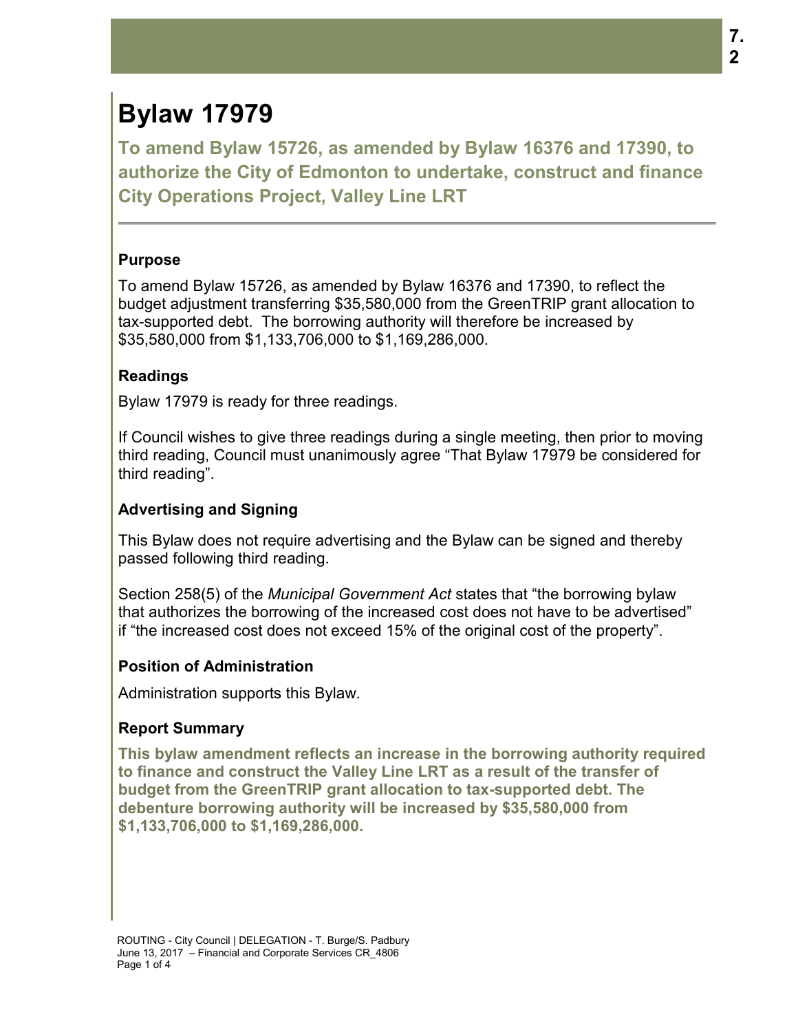# Bylaw 17979

## To amend Bylaw 15726, as amended by Bylaw 16376 and 17390, to authorize the City of Edmonton to undertake, construct and finance City Operations Project, Valley Line LRT

### Purpose

To amend Bylaw 15726, as amended by Bylaw 16376 and 17390, to reflect the budget adjustment transferring $35,580,000 from the GreenTRIP grant allocation to tax-supported debt. The borrowing authority will therefore be increased by $35,580,000 from $1,133,706,000 to $1,169,286,000.

### Readings

Bylaw 17979 is ready for three readings.

If Council wishes to give three readings during a single meeting, then prior to moving third reading, Council must unanimously agree "That Bylaw 17979 be considered for third reading".

### Advertising and Signing

This Bylaw does not require advertising and the Bylaw can be signed and thereby passed following third reading.

Section 258(5) of the *Municipal Government Act* states that "the borrowing bylaw that authorizes the borrowing of the increased cost does not have to be advertised" if "the increased cost does not exceed 15% of the original cost of the property".

### Position of Administration

Administration supports this Bylaw.

### Report Summary

**This bylaw amendment reflects an increase in the borrowing authority required to finance and construct the Valley Line LRT as a result of the transfer of budget from the GreenTRIP grant allocation to tax-supported debt. The debenture borrowing authority will be increased by $35,580,000 from $1,133,706,000 to $1,169,286,000.**

ROUTING - City Council | DELEGATION - T. Burge/S. Padbury
June 13, 2017 – Financial and Corporate Services CR_4806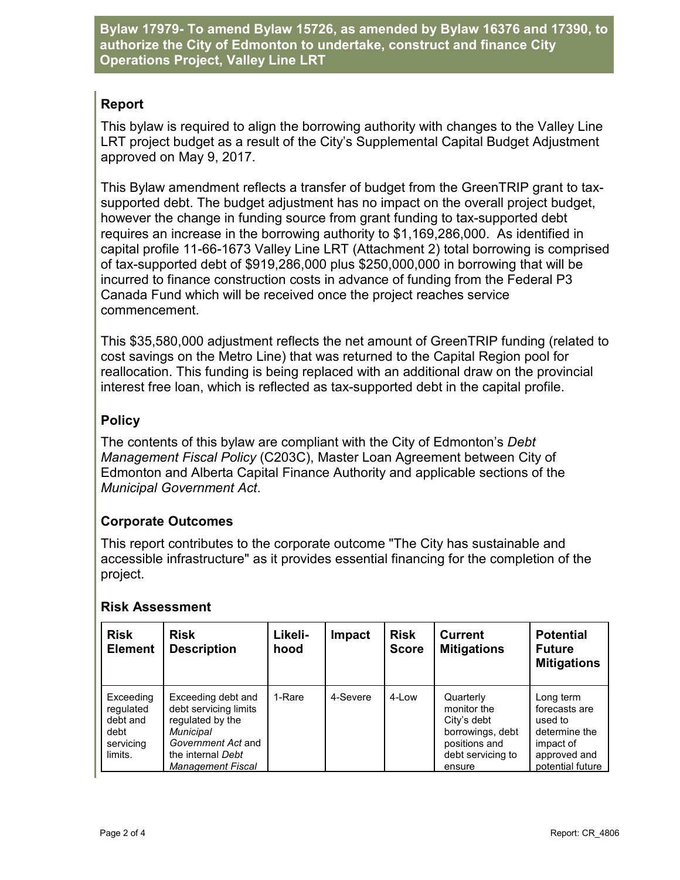**Bylaw 17979- To amend Bylaw 15726, as amended by Bylaw 16376 and 17390, to authorize the City of Edmonton to undertake, construct and finance City Operations Project, Valley Line LRT**

## Report

This bylaw is required to align the borrowing authority with changes to the Valley Line LRT project budget as a result of the City's Supplemental Capital Budget Adjustment approved on May 9, 2017.

This Bylaw amendment reflects a transfer of budget from the GreenTRIP grant to tax-supported debt. The budget adjustment has no impact on the overall project budget, however the change in funding source from grant funding to tax-supported debt requires an increase in the borrowing authority to $1,169,286,000. As identified in capital profile 11-66-1673 Valley Line LRT (Attachment 2) total borrowing is comprised of tax-supported debt of $919,286,000 plus $250,000,000 in borrowing that will be incurred to finance construction costs in advance of funding from the Federal P3 Canada Fund which will be received once the project reaches service commencement.

This $35,580,000 adjustment reflects the net amount of GreenTRIP funding (related to cost savings on the Metro Line) that was returned to the Capital Region pool for reallocation. This funding is being replaced with an additional draw on the provincial interest free loan, which is reflected as tax-supported debt in the capital profile.

## Policy

The contents of this bylaw are compliant with the City of Edmonton's *Debt Management Fiscal Policy* (C203C), Master Loan Agreement between City of Edmonton and Alberta Capital Finance Authority and applicable sections of the *Municipal Government Act*.

## Corporate Outcomes

This report contributes to the corporate outcome "The City has sustainable and accessible infrastructure" as it provides essential financing for the completion of the project.

## Risk Assessment

| Risk Element | Risk Description | Likeli-hood | Impact | Risk Score | Current Mitigations | Potential Future Mitigations |
|---|---|---|---|---|---|---|
| Exceeding regulated debt and debt servicing limits. | Exceeding debt and debt servicing limits regulated by the *Municipal Government Act* and the internal *Debt Management Fiscal* | 1-Rare | 4-Severe | 4-Low | Quarterly monitor the City's debt borrowings, debt positions and debt servicing to ensure | Long term forecasts are used to determine the impact of approved and potential future |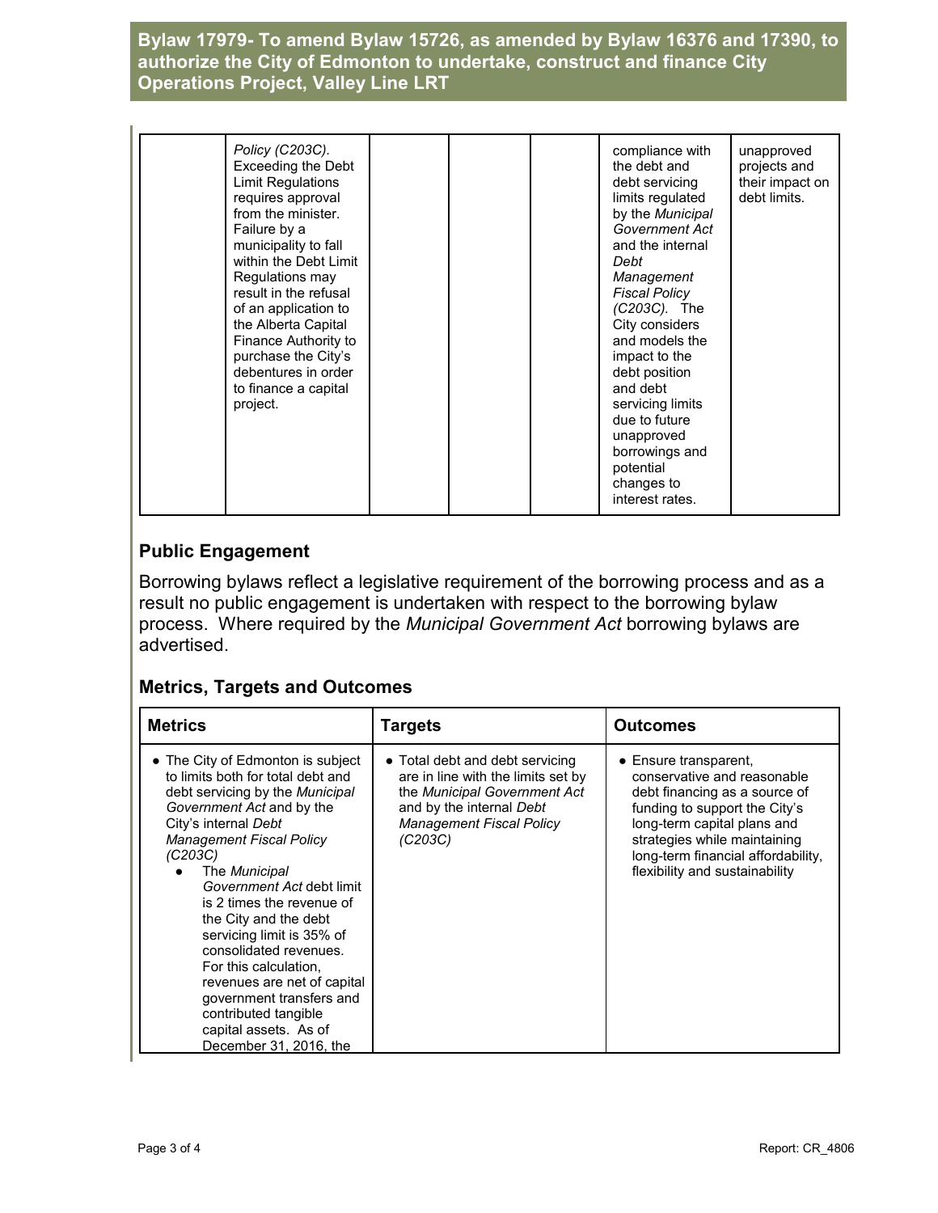| | *Policy (C203C).* Exceeding the Debt Limit Regulations requires approval from the minister. Failure by a municipality to fall within the Debt Limit Regulations may result in the refusal of an application to the Alberta Capital Finance Authority to purchase the City's debentures in order to finance a capital project. | | | | compliance with the debt and debt servicing limits regulated by the *Municipal Government Act* and the internal *Debt Management Fiscal Policy (C203C).* The City considers and models the impact to the debt position and debt servicing limits due to future unapproved borrowings and potential changes to interest rates. | unapproved projects and their impact on debt limits. |
|---|---|---|---|---|---|---|

## Public Engagement

Borrowing bylaws reflect a legislative requirement of the borrowing process and as a result no public engagement is undertaken with respect to the borrowing bylaw process. Where required by the *Municipal Government Act* borrowing bylaws are advertised.

## Metrics, Targets and Outcomes

| Metrics | Targets | Outcomes |
|---|---|---|
| • The City of Edmonton is subject to limits both for total debt and debt servicing by the *Municipal Government Act* and by the City's internal *Debt Management Fiscal Policy (C203C)*<br>• The *Municipal Government Act* debt limit is 2 times the revenue of the City and the debt servicing limit is 35% of consolidated revenues. For this calculation, revenues are net of capital government transfers and contributed tangible capital assets. As of December 31, 2016, the | • Total debt and debt servicing are in line with the limits set by the *Municipal Government Act* and by the internal *Debt Management Fiscal Policy (C203C)* | • Ensure transparent, conservative and reasonable debt financing as a source of funding to support the City's long-term capital plans and strategies while maintaining long-term financial affordability, flexibility and sustainability |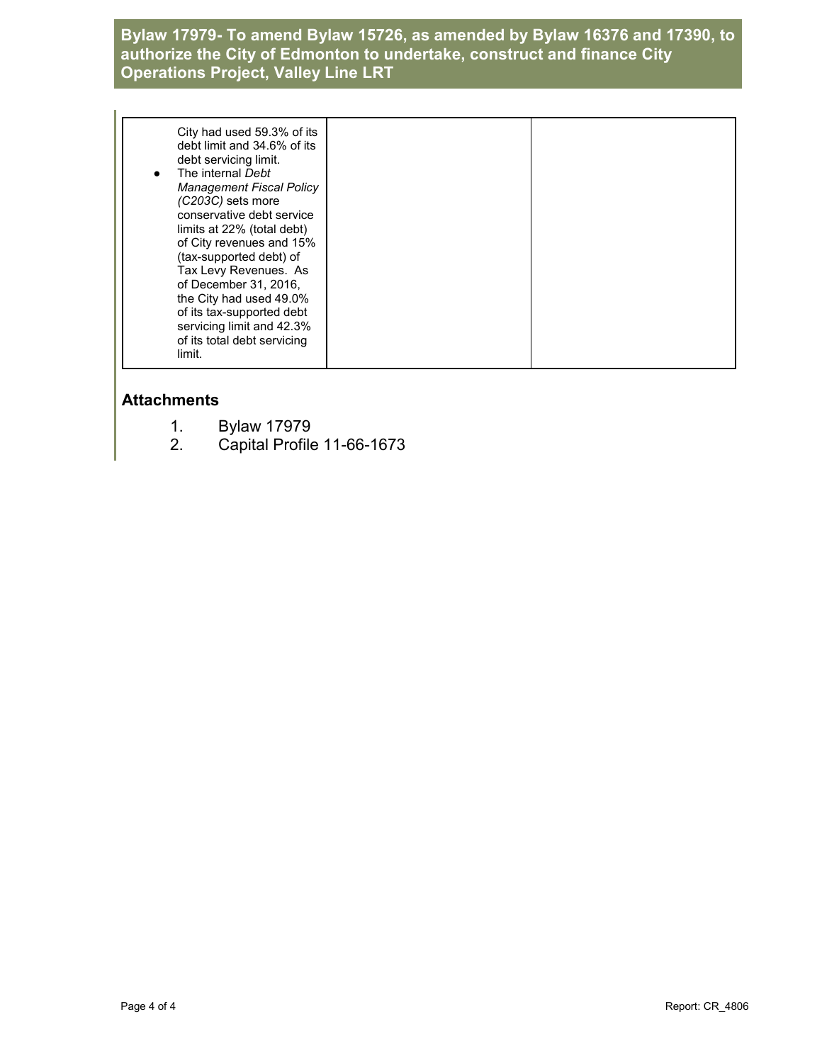| | | |
|---|---|---|
| City had used 59.3% of its debt limit and 34.6% of its debt servicing limit.<br>● The internal *Debt Management Fiscal Policy (C203C)* sets more conservative debt service limits at 22% (total debt) of City revenues and 15% (tax-supported debt) of Tax Levy Revenues. As of December 31, 2016, the City had used 49.0% of its tax-supported debt servicing limit and 42.3% of its total debt servicing limit. | | |

## Attachments

1. Bylaw 17979
2. Capital Profile 11-66-1673